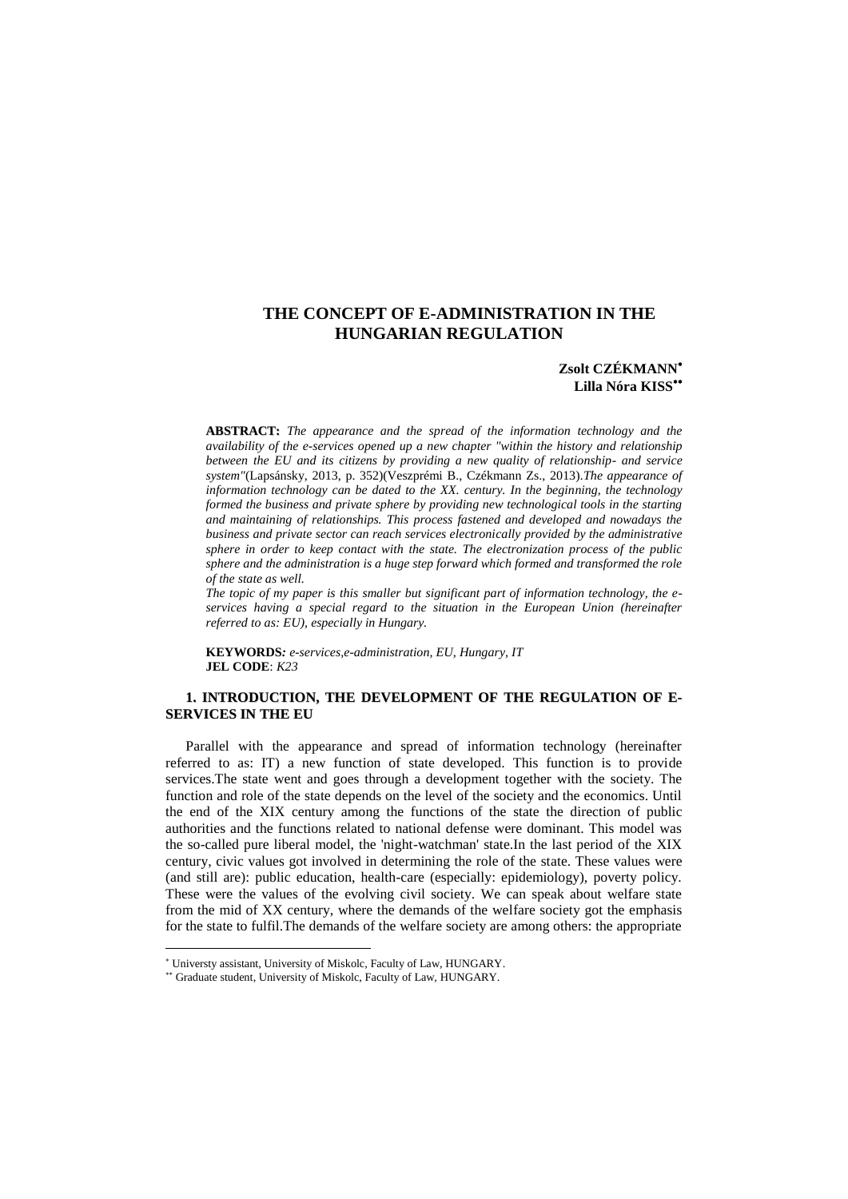# THE CONCEPT OF E-ADMINISTRATION IN THE HUNGARIAN REGULATION

**Zsolt CZÉKMANN**[•]
**Lilla Nóra KISS**[••]

**ABSTRACT:** *The appearance and the spread of the information technology and the availability of the e-services opened up a new chapter "within the history and relationship between the EU and its citizens by providing a new quality of relationship- and service system"*(Lapsánsky, 2013, p. 352)(Veszprémi B., Czékmann Zs., 2013).*The appearance of information technology can be dated to the XX. century. In the beginning, the technology formed the business and private sphere by providing new technological tools in the starting and maintaining of relationships. This process fastened and developed and nowadays the business and private sector can reach services electronically provided by the administrative sphere in order to keep contact with the state. The electronization process of the public sphere and the administration is a huge step forward which formed and transformed the role of the state as well.*

*The topic of my paper is this smaller but significant part of information technology, the e-services having a special regard to the situation in the European Union (hereinafter referred to as: EU), especially in Hungary.*

**KEYWORDS***: e-services,e-administration, EU, Hungary, IT*
**JEL CODE**: *K23*

## 1. INTRODUCTION, THE DEVELOPMENT OF THE REGULATION OF E-SERVICES IN THE EU

Parallel with the appearance and spread of information technology (hereinafter referred to as: IT) a new function of state developed. This function is to provide services.The state went and goes through a development together with the society. The function and role of the state depends on the level of the society and the economics. Until the end of the XIX century among the functions of the state the direction of public authorities and the functions related to national defense were dominant. This model was the so-called pure liberal model, the 'night-watchman' state.In the last period of the XIX century, civic values got involved in determining the role of the state. These values were (and still are): public education, health-care (especially: epidemiology), poverty policy. These were the values of the evolving civil society. We can speak about welfare state from the mid of XX century, where the demands of the welfare society got the emphasis for the state to fulfil.The demands of the welfare society are among others: the appropriate

---

[•] Universty assistant, University of Miskolc, Faculty of Law, HUNGARY.
[••] Graduate student, University of Miskolc, Faculty of Law, HUNGARY.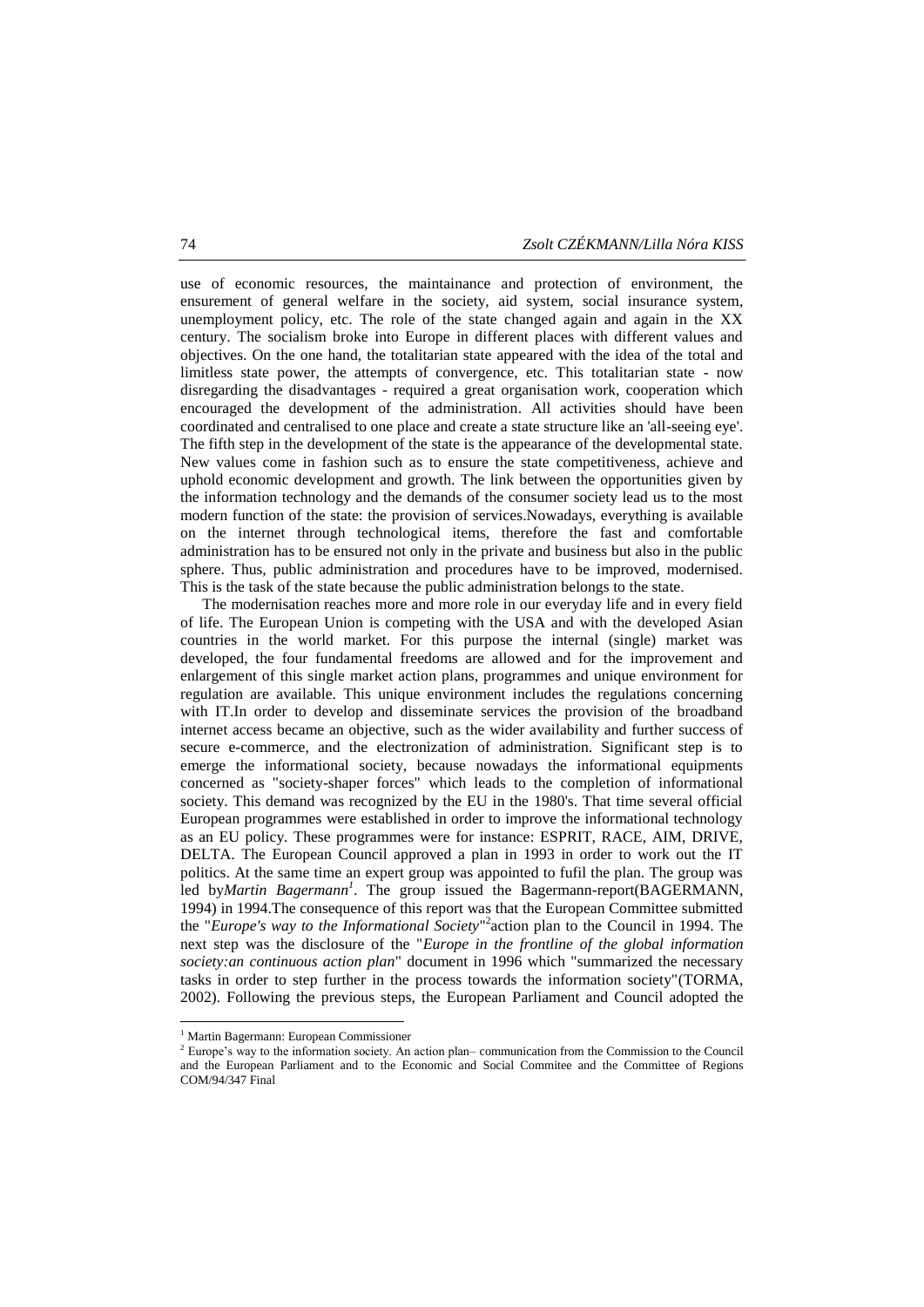use of economic resources, the maintainance and protection of environment, the ensurement of general welfare in the society, aid system, social insurance system, unemployment policy, etc. The role of the state changed again and again in the XX century. The socialism broke into Europe in different places with different values and objectives. On the one hand, the totalitarian state appeared with the idea of the total and limitless state power, the attempts of convergence, etc. This totalitarian state - now disregarding the disadvantages - required a great organisation work, cooperation which encouraged the development of the administration. All activities should have been coordinated and centralised to one place and create a state structure like an 'all-seeing eye'. The fifth step in the development of the state is the appearance of the developmental state. New values come in fashion such as to ensure the state competitiveness, achieve and uphold economic development and growth. The link between the opportunities given by the information technology and the demands of the consumer society lead us to the most modern function of the state: the provision of services.Nowadays, everything is available on the internet through technological items, therefore the fast and comfortable administration has to be ensured not only in the private and business but also in the public sphere. Thus, public administration and procedures have to be improved, modernised. This is the task of the state because the public administration belongs to the state.

The modernisation reaches more and more role in our everyday life and in every field of life. The European Union is competing with the USA and with the developed Asian countries in the world market. For this purpose the internal (single) market was developed, the four fundamental freedoms are allowed and for the improvement and enlargement of this single market action plans, programmes and unique environment for regulation are available. This unique environment includes the regulations concerning with IT.In order to develop and disseminate services the provision of the broadband internet access became an objective, such as the wider availability and further success of secure e-commerce, and the electronization of administration. Significant step is to emerge the informational society, because nowadays the informational equipments concerned as "society-shaper forces" which leads to the completion of informational society. This demand was recognized by the EU in the 1980's. That time several official European programmes were established in order to improve the informational technology as an EU policy. These programmes were for instance: ESPRIT, RACE, AIM, DRIVE, DELTA. The European Council approved a plan in 1993 in order to work out the IT politics. At the same time an expert group was appointed to fufil the plan. The group was led by*Martin Bagermann*[1]. The group issued the Bagermann-report(BAGERMANN, 1994) in 1994.The consequence of this report was that the European Committee submitted the "*Europe's way to the Informational Society*"[2]action plan to the Council in 1994. The next step was the disclosure of the "*Europe in the frontline of the global information society:an continuous action plan*" document in 1996 which "summarized the necessary tasks in order to step further in the process towards the information society"(TORMA, 2002). Following the previous steps, the European Parliament and Council adopted the

---

[1] Martin Bagermann: European Commissioner

[2] Europe's way to the information society. An action plan– communication from the Commission to the Council and the European Parliament and to the Economic and Social Commitee and the Committee of Regions COM/94/347 Final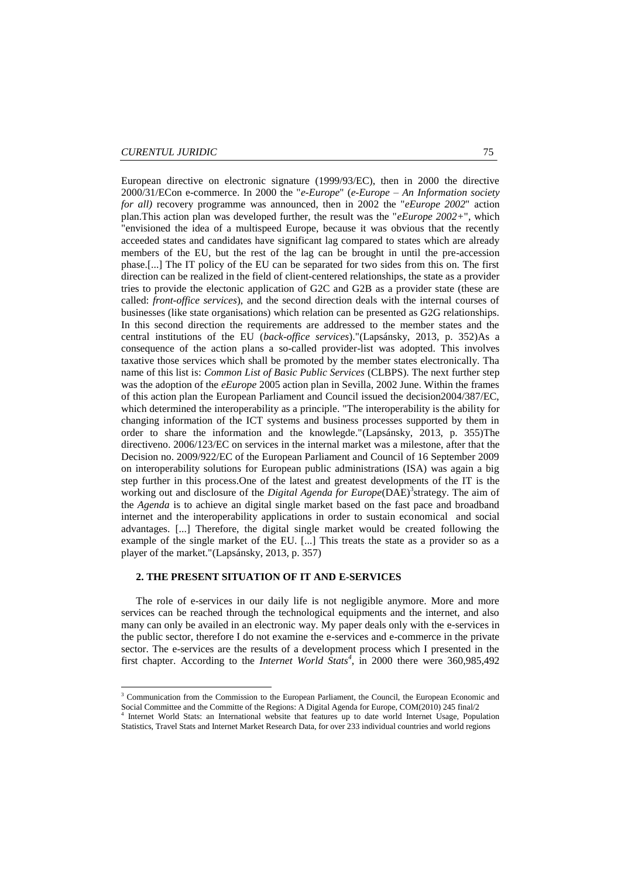European directive on electronic signature (1999/93/EC), then in 2000 the directive 2000/31/ECon e-commerce. In 2000 the "*e-Europe*" (*e-Europe – An Information society for all)* recovery programme was announced, then in 2002 the "*eEurope 2002*" action plan.This action plan was developed further, the result was the "*eEurope 2002+*", which "envisioned the idea of a multispeed Europe, because it was obvious that the recently acceeded states and candidates have significant lag compared to states which are already members of the EU, but the rest of the lag can be brought in until the pre-accession phase.[...] The IT policy of the EU can be separated for two sides from this on. The first direction can be realized in the field of client-centered relationships, the state as a provider tries to provide the electonic application of G2C and G2B as a provider state (these are called: *front-office services*), and the second direction deals with the internal courses of businesses (like state organisations) which relation can be presented as G2G relationships. In this second direction the requirements are addressed to the member states and the central institutions of the EU (*back-office services*)."(Lapsánsky, 2013, p. 352)As a consequence of the action plans a so-called provider-list was adopted. This involves taxative those services which shall be promoted by the member states electronically. Tha name of this list is: *Common List of Basic Public Services* (CLBPS). The next further step was the adoption of the *eEurope* 2005 action plan in Sevilla, 2002 June. Within the frames of this action plan the European Parliament and Council issued the decision2004/387/EC, which determined the interoperability as a principle. "The interoperability is the ability for changing information of the ICT systems and business processes supported by them in order to share the information and the knowlegde."(Lapsánsky, 2013, p. 355)The directiveno. 2006/123/EC on services in the internal market was a milestone, after that the Decision no. 2009/922/EC of the European Parliament and Council of 16 September 2009 on interoperability solutions for European public administrations (ISA) was again a big step further in this process.One of the latest and greatest developments of the IT is the working out and disclosure of the *Digital Agenda for Europe*(DAE)[3]strategy. The aim of the *Agenda* is to achieve an digital single market based on the fast pace and broadband internet and the interoperability applications in order to sustain economical and social advantages. [...] Therefore, the digital single market would be created following the example of the single market of the EU. [...] This treats the state as a provider so as a player of the market."(Lapsánsky, 2013, p. 357)

## 2. THE PRESENT SITUATION OF IT AND E-SERVICES

The role of e-services in our daily life is not negligible anymore. More and more services can be reached through the technological equipments and the internet, and also many can only be availed in an electronic way. My paper deals only with the e-services in the public sector, therefore I do not examine the e-services and e-commerce in the private sector. The e-services are the results of a development process which I presented in the first chapter. According to the *Internet World Stats*[4], in 2000 there were 360,985,492

---

[3] Communication from the Commission to the European Parliament, the Council, the European Economic and Social Committee and the Committe of the Regions: A Digital Agenda for Europe, COM(2010) 245 final/2

[4] Internet World Stats: an International website that features up to date world Internet Usage, Population Statistics, Travel Stats and Internet Market Research Data, for over 233 individual countries and world regions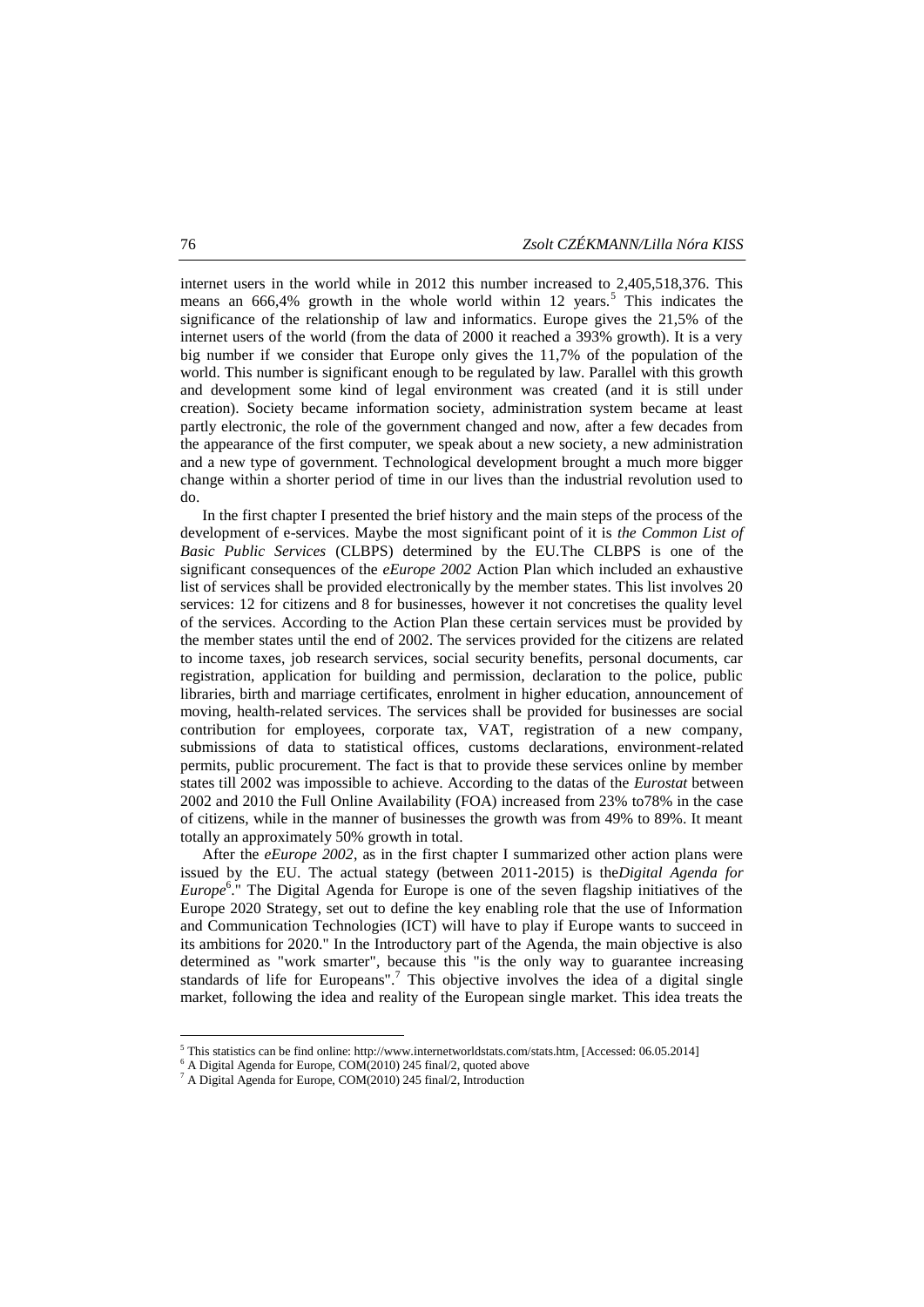internet users in the world while in 2012 this number increased to 2,405,518,376. This means an 666,4% growth in the whole world within 12 years.[5] This indicates the significance of the relationship of law and informatics. Europe gives the 21,5% of the internet users of the world (from the data of 2000 it reached a 393% growth). It is a very big number if we consider that Europe only gives the 11,7% of the population of the world. This number is significant enough to be regulated by law. Parallel with this growth and development some kind of legal environment was created (and it is still under creation). Society became information society, administration system became at least partly electronic, the role of the government changed and now, after a few decades from the appearance of the first computer, we speak about a new society, a new administration and a new type of government. Technological development brought a much more bigger change within a shorter period of time in our lives than the industrial revolution used to do.

In the first chapter I presented the brief history and the main steps of the process of the development of e-services. Maybe the most significant point of it is *the Common List of Basic Public Services* (CLBPS) determined by the EU.The CLBPS is one of the significant consequences of the *eEurope 2002* Action Plan which included an exhaustive list of services shall be provided electronically by the member states. This list involves 20 services: 12 for citizens and 8 for businesses, however it not concretises the quality level of the services. According to the Action Plan these certain services must be provided by the member states until the end of 2002. The services provided for the citizens are related to income taxes, job research services, social security benefits, personal documents, car registration, application for building and permission, declaration to the police, public libraries, birth and marriage certificates, enrolment in higher education, announcement of moving, health-related services. The services shall be provided for businesses are social contribution for employees, corporate tax, VAT, registration of a new company, submissions of data to statistical offices, customs declarations, environment-related permits, public procurement. The fact is that to provide these services online by member states till 2002 was impossible to achieve. According to the datas of the *Eurostat* between 2002 and 2010 the Full Online Availability (FOA) increased from 23% to78% in the case of citizens, while in the manner of businesses the growth was from 49% to 89%. It meant totally an approximately 50% growth in total.

After the *eEurope 2002*, as in the first chapter I summarized other action plans were issued by the EU. The actual stategy (between 2011-2015) is the*Digital Agenda for Europe*[6]." The Digital Agenda for Europe is one of the seven flagship initiatives of the Europe 2020 Strategy, set out to define the key enabling role that the use of Information and Communication Technologies (ICT) will have to play if Europe wants to succeed in its ambitions for 2020." In the Introductory part of the Agenda, the main objective is also determined as "work smarter", because this "is the only way to guarantee increasing standards of life for Europeans".[7] This objective involves the idea of a digital single market, following the idea and reality of the European single market. This idea treats the

---

[5] This statistics can be find online: http://www.internetworldstats.com/stats.htm, [Accessed: 06.05.2014]

[6] A Digital Agenda for Europe, COM(2010) 245 final/2, quoted above

[7] A Digital Agenda for Europe, COM(2010) 245 final/2, Introduction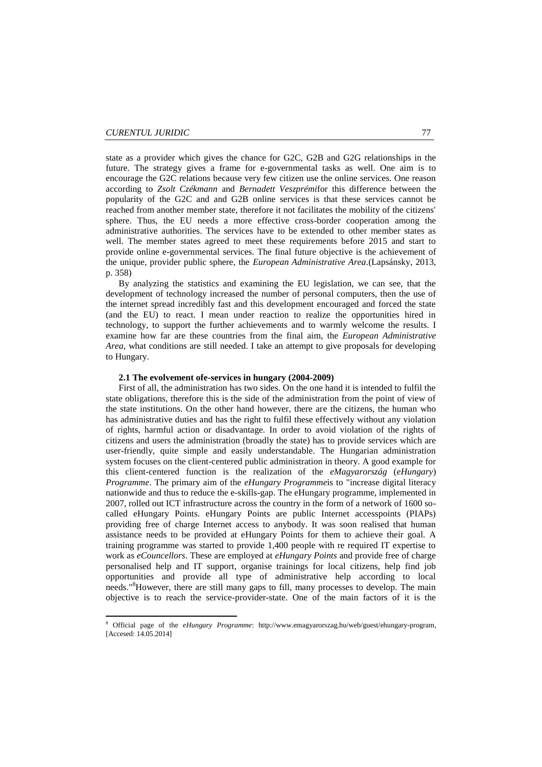state as a provider which gives the chance for G2C, G2B and G2G relationships in the future. The strategy gives a frame for e-governmental tasks as well. One aim is to encourage the G2C relations because very few citizen use the online services. One reason according to *Zsolt Czékmann* and *Bernadett Veszprémi*for this difference between the popularity of the G2C and and G2B online services is that these services cannot be reached from another member state, therefore it not facilitates the mobility of the citizens' sphere. Thus, the EU needs a more effective cross-border cooperation among the administrative authorities. The services have to be extended to other member states as well. The member states agreed to meet these requirements before 2015 and start to provide online e-governmental services. The final future objective is the achievement of the unique, provider public sphere, the *European Administrative Area*.(Lapsánsky, 2013, p. 358)

By analyzing the statistics and examining the EU legislation, we can see, that the development of technology increased the number of personal computers, then the use of the internet spread incredibly fast and this development encouraged and forced the state (and the EU) to react. I mean under reaction to realize the opportunities hired in technology, to support the further achievements and to warmly welcome the results. I examine how far are these countries from the final aim, the *European Administrative Area*, what conditions are still needed. I take an attempt to give proposals for developing to Hungary.

### 2.1 The evolvement ofe-services in hungary (2004-2009)

First of all, the administration has two sides. On the one hand it is intended to fulfil the state obligations, therefore this is the side of the administration from the point of view of the state institutions. On the other hand however, there are the citizens, the human who has administrative duties and has the right to fulfil these effectively without any violation of rights, harmful action or disadvantage. In order to avoid violation of the rights of citizens and users the administration (broadly the state) has to provide services which are user-friendly, quite simple and easily understandable. The Hungarian administration system focuses on the client-centered public administration in theory. A good example for this client-centered function is the realization of the *eMagyarország* (*eHungary*) *Programme*. The primary aim of the *eHungary Programme*is to "increase digital literacy nationwide and thus to reduce the e-skills-gap. The eHungary programme, implemented in 2007, rolled out ICT infrastructure across the country in the form of a network of 1600 so-called eHungary Points. eHungary Points are public Internet accesspoints (PIAPs) providing free of charge Internet access to anybody. It was soon realised that human assistance needs to be provided at eHungary Points for them to achieve their goal. A training programme was started to provide 1,400 people with re required IT expertise to work as *eCouncellors*. These are employed at *eHungary Points* and provide free of charge personalised help and IT support, organise trainings for local citizens, help find job opportunities and provide all type of administrative help according to local needs."[8]However, there are still many gaps to fill, many processes to develop. The main objective is to reach the service-provider-state. One of the main factors of it is the

---

[8] Official page of the *eHungary Programme*: http://www.emagyarorszag.hu/web/guest/ehungary-program, [Accesed: 14.05.2014]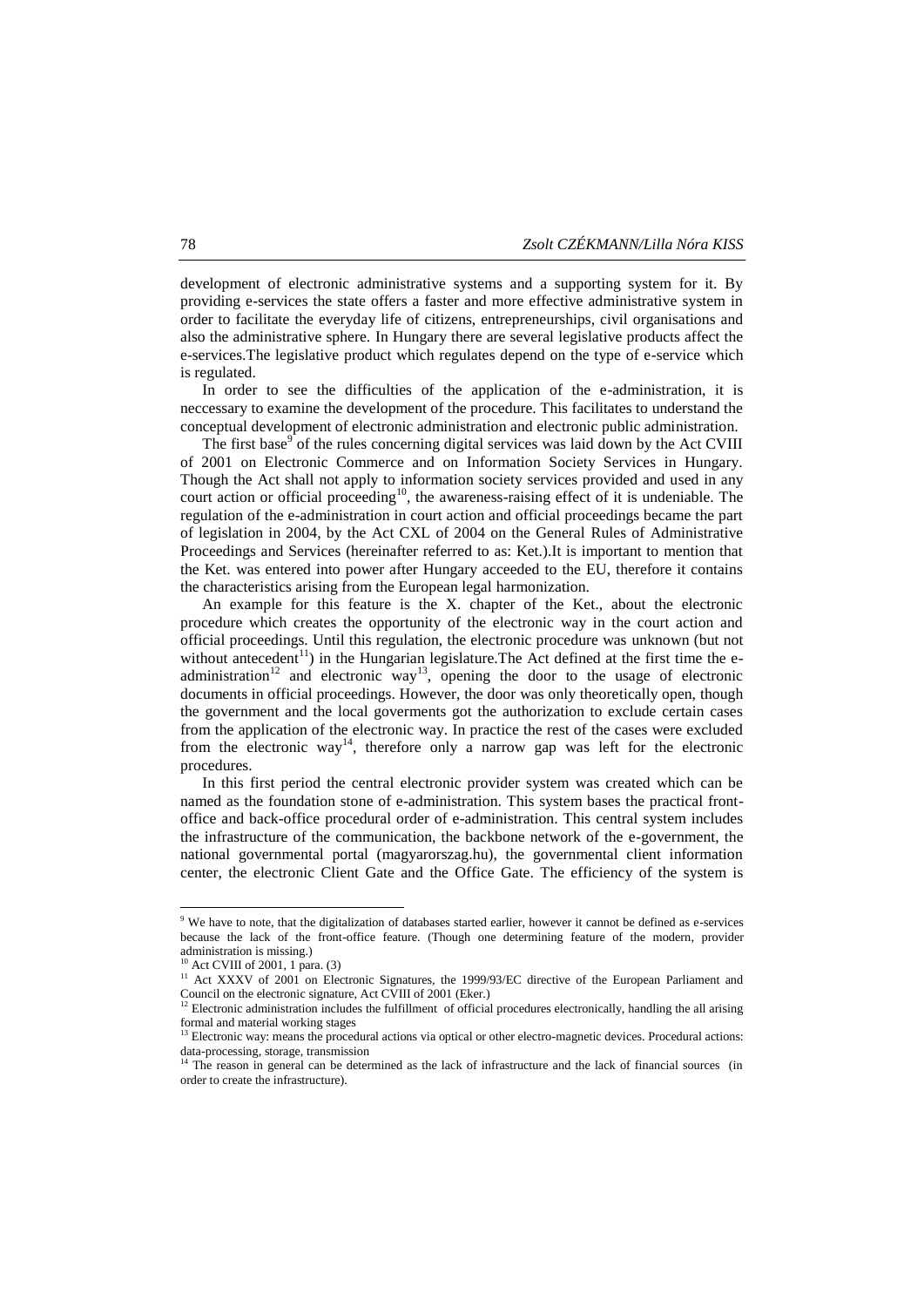development of electronic administrative systems and a supporting system for it. By providing e-services the state offers a faster and more effective administrative system in order to facilitate the everyday life of citizens, entrepreneurships, civil organisations and also the administrative sphere. In Hungary there are several legislative products affect the e-services.The legislative product which regulates depend on the type of e-service which is regulated.

In order to see the difficulties of the application of the e-administration, it is neccessary to examine the development of the procedure. This facilitates to understand the conceptual development of electronic administration and electronic public administration.

The first base[9] of the rules concerning digital services was laid down by the Act CVIII of 2001 on Electronic Commerce and on Information Society Services in Hungary. Though the Act shall not apply to information society services provided and used in any court action or official proceeding[10], the awareness-raising effect of it is undeniable. The regulation of the e-administration in court action and official proceedings became the part of legislation in 2004, by the Act CXL of 2004 on the General Rules of Administrative Proceedings and Services (hereinafter referred to as: Ket.).It is important to mention that the Ket. was entered into power after Hungary acceeded to the EU, therefore it contains the characteristics arising from the European legal harmonization.

An example for this feature is the X. chapter of the Ket., about the electronic procedure which creates the opportunity of the electronic way in the court action and official proceedings. Until this regulation, the electronic procedure was unknown (but not without antecedent[11]) in the Hungarian legislature.The Act defined at the first time the e-administration[12] and electronic way[13], opening the door to the usage of electronic documents in official proceedings. However, the door was only theoretically open, though the government and the local goverments got the authorization to exclude certain cases from the application of the electronic way. In practice the rest of the cases were excluded from the electronic way[14], therefore only a narrow gap was left for the electronic procedures.

In this first period the central electronic provider system was created which can be named as the foundation stone of e-administration. This system bases the practical front-office and back-office procedural order of e-administration. This central system includes the infrastructure of the communication, the backbone network of the e-government, the national governmental portal (magyarorszag.hu), the governmental client information center, the electronic Client Gate and the Office Gate. The efficiency of the system is

---

[9] We have to note, that the digitalization of databases started earlier, however it cannot be defined as e-services because the lack of the front-office feature. (Though one determining feature of the modern, provider administration is missing.)

[10] Act CVIII of 2001, 1 para. (3)

[11] Act XXXV of 2001 on Electronic Signatures, the 1999/93/EC directive of the European Parliament and Council on the electronic signature, Act CVIII of 2001 (Eker.)

[12] Electronic administration includes the fulfillment of official procedures electronically, handling the all arising formal and material working stages

[13] Electronic way: means the procedural actions via optical or other electro-magnetic devices. Procedural actions: data-processing, storage, transmission

[14] The reason in general can be determined as the lack of infrastructure and the lack of financial sources (in order to create the infrastructure).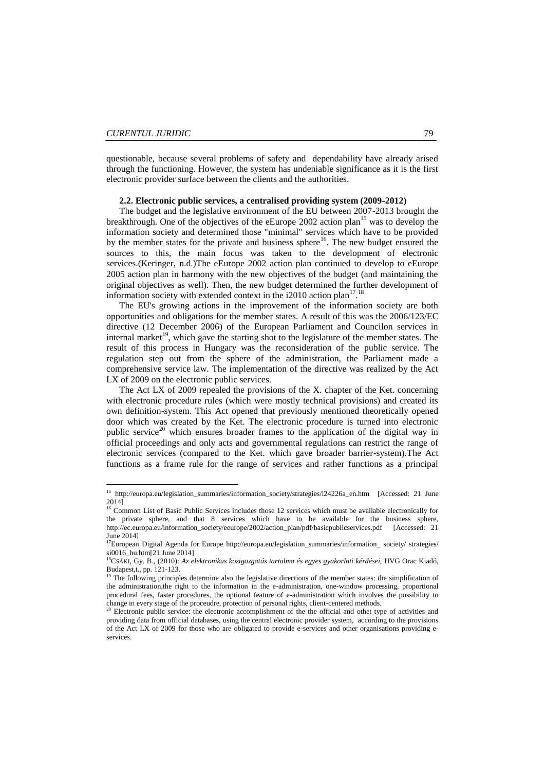questionable, because several problems of safety and dependability have already arised through the functioning. However, the system has undeniable significance as it is the first electronic provider surface between the clients and the authorities.

### 2.2. Electronic public services, a centralised providing system (2009-2012)

The budget and the legislative environment of the EU between 2007-2013 brought the breakthrough. One of the objectives of the eEurope 2002 action plan[15] was to develop the information society and determined those "minimal" services which have to be provided by the member states for the private and business sphere[16]. The new budget ensured the sources to this, the main focus was taken to the development of electronic services.(Keringer, n.d.)The eEurope 2002 action plan continued to develop to eEurope 2005 action plan in harmony with the new objectives of the budget (and maintaining the original objectives as well). Then, the new budget determined the further development of information society with extended context in the i2010 action plan[17].[18]

The EU's growing actions in the improvement of the information society are both opportunities and obligations for the member states. A result of this was the 2006/123/EC directive (12 December 2006) of the European Parliament and Councilon services in internal market[19], which gave the starting shot to the legislature of the member states. The result of this process in Hungary was the reconsideration of the public service. The regulation step out from the sphere of the administration, the Parliament made a comprehensive service law. The implementation of the directive was realized by the Act LX of 2009 on the electronic public services.

The Act LX of 2009 repealed the provisions of the X. chapter of the Ket. concerning with electronic procedure rules (which were mostly technical provisions) and created its own definition-system. This Act opened that previously mentioned theoretically opened door which was created by the Ket. The electronic procedure is turned into electronic public service[20] which ensures broader frames to the application of the digital way in official proceedings and only acts and governmental regulations can restrict the range of electronic services (compared to the Ket. which gave broader barrier-system).The Act functions as a frame rule for the range of services and rather functions as a principal

---

[15] http://europa.eu/legislation_summaries/information_society/strategies/l24226a_en.htm [Accessed: 21 June 2014]

[16] Common List of Basic Public Services includes those 12 services which must be available electronically for the private sphere, and that 8 services which have to be available for the business sphere, http://ec.europa.eu/information_society/eeurope/2002/action_plan/pdf/basicpublicservices.pdf [Accessed: 21 June 2014]

[17] European Digital Agenda for Europe http://europa.eu/legislation_summaries/information_ society/ strategies/ si0016_hu.htm[21 June 2014]

[18] CSÁKI, Gy. B., (2010): *Az elektronikus közigazgatás tartalma és egyes gyakorlati kérdései*, HVG Orac Kiadó, Budapest,t., pp. 121-123.

[19] The following principles determine also the legislative directions of the member states: the simplification of the administration,the right to the information in the e-administration, one-window processing, proportional procedural fees, faster procedures, the optional feature of e-administration which involves the possibility to change in every stage of the proceudre, protection of personal rights, client-centered methods.

[20] Electronic public service: the electronic accomplishment of the the official and othet type of activities and providing data from official databases, using the central electronic provider system, according to the provisions of the Act LX of 2009 for those who are obligated to provide e-services and other organisations providing e-services.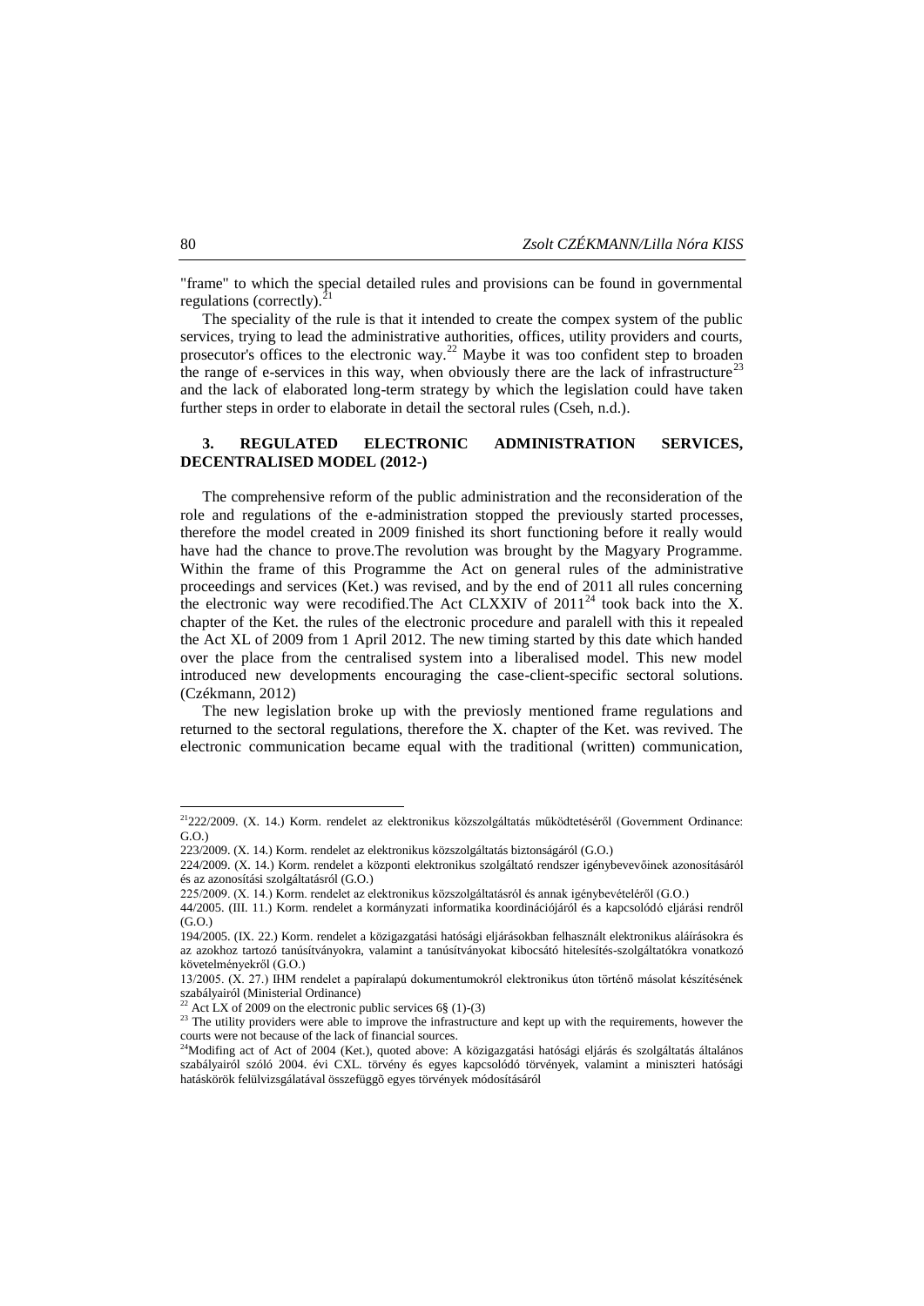"frame" to which the special detailed rules and provisions can be found in governmental regulations (correctly).[21]

The speciality of the rule is that it intended to create the compex system of the public services, trying to lead the administrative authorities, offices, utility providers and courts, prosecutor's offices to the electronic way.[22] Maybe it was too confident step to broaden the range of e-services in this way, when obviously there are the lack of infrastructure[23] and the lack of elaborated long-term strategy by which the legislation could have taken further steps in order to elaborate in detail the sectoral rules (Cseh, n.d.).

## 3. REGULATED ELECTRONIC ADMINISTRATION SERVICES, DECENTRALISED MODEL (2012-)

The comprehensive reform of the public administration and the reconsideration of the role and regulations of the e-administration stopped the previously started processes, therefore the model created in 2009 finished its short functioning before it really would have had the chance to prove.The revolution was brought by the Magyary Programme. Within the frame of this Programme the Act on general rules of the administrative proceedings and services (Ket.) was revised, and by the end of 2011 all rules concerning the electronic way were recodified.The Act CLXXIV of 2011[24] took back into the X. chapter of the Ket. the rules of the electronic procedure and paralell with this it repealed the Act XL of 2009 from 1 April 2012. The new timing started by this date which handed over the place from the centralised system into a liberalised model. This new model introduced new developments encouraging the case-client-specific sectoral solutions. (Czékmann, 2012)

The new legislation broke up with the previosly mentioned frame regulations and returned to the sectoral regulations, therefore the X. chapter of the Ket. was revived. The electronic communication became equal with the traditional (written) communication,

---

[21] 222/2009. (X. 14.) Korm. rendelet az elektronikus közszolgáltatás működtetéséről (Government Ordinance: G.O.)
223/2009. (X. 14.) Korm. rendelet az elektronikus közszolgáltatás biztonságáról (G.O.)
224/2009. (X. 14.) Korm. rendelet a központi elektronikus szolgáltató rendszer igénybevevőinek azonosításáról és az azonosítási szolgáltatásról (G.O.)
225/2009. (X. 14.) Korm. rendelet az elektronikus közszolgáltatásról és annak igénybevételéről (G.O.)
44/2005. (III. 11.) Korm. rendelet a kormányzati informatika koordinációjáról és a kapcsolódó eljárási rendről (G.O.)
194/2005. (IX. 22.) Korm. rendelet a közigazgatási hatósági eljárásokban felhasznált elektronikus aláírásokra és az azokhoz tartozó tanúsítványokra, valamint a tanúsítványokat kibocsátó hitelesítés-szolgáltatókra vonatkozó követelményekről (G.O.)
13/2005. (X. 27.) IHM rendelet a papíralapú dokumentumokról elektronikus úton történő másolat készítésének szabályairól (Ministerial Ordinance)

[22] Act LX of 2009 on the electronic public services 6§ (1)-(3)

[23] The utility providers were able to improve the infrastructure and kept up with the requirements, however the courts were not because of the lack of financial sources.

[24] Modifing act of Act of 2004 (Ket.), quoted above: A közigazgatási hatósági eljárás és szolgáltatás általános szabályairól szóló 2004. évi CXL. törvény és egyes kapcsolódó törvények, valamint a miniszteri hatósági hatáskörök felülvizsgálatával összefüggő egyes törvények módosításáról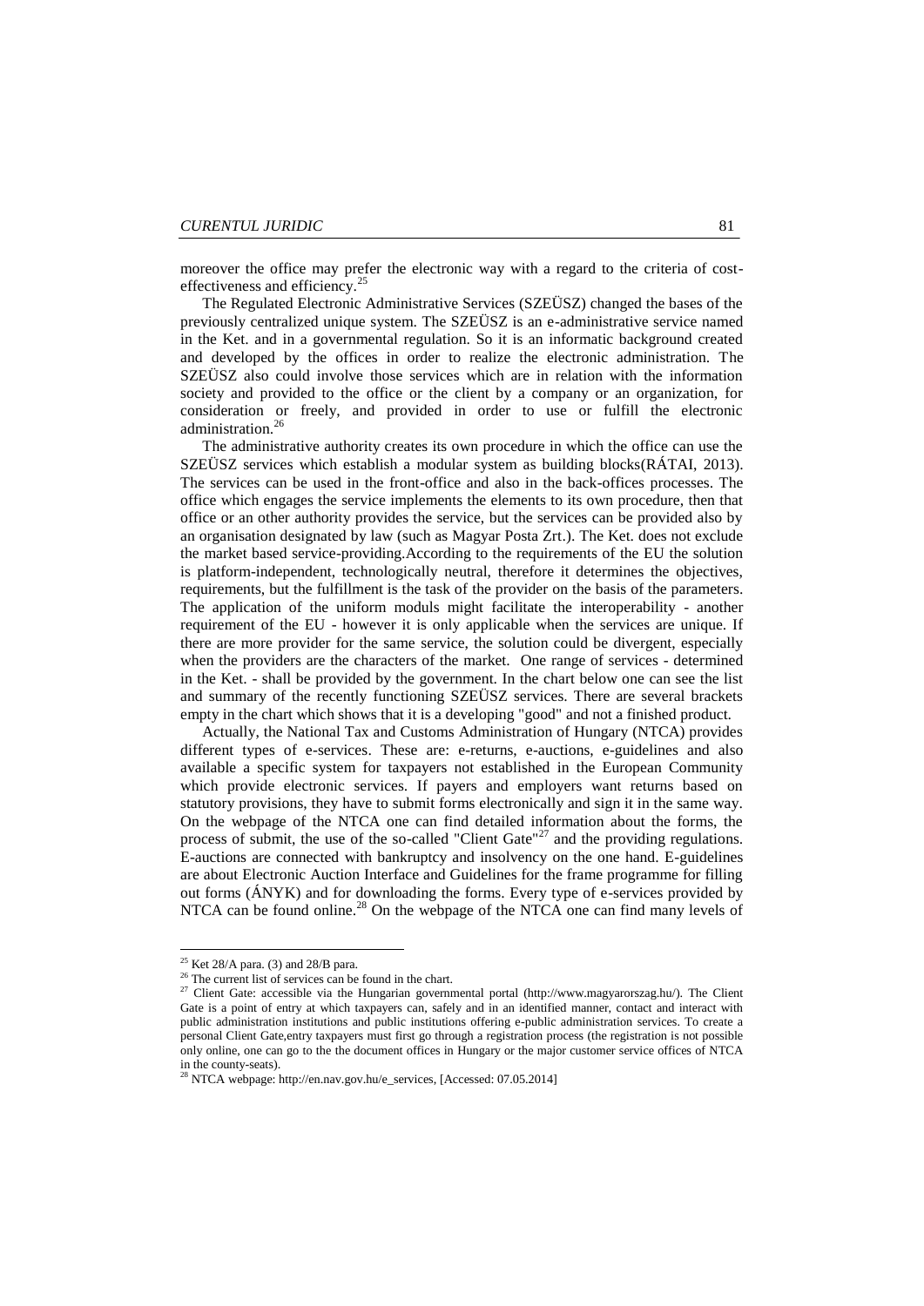moreover the office may prefer the electronic way with a regard to the criteria of cost-effectiveness and efficiency.[25]

The Regulated Electronic Administrative Services (SZEÜSZ) changed the bases of the previously centralized unique system. The SZEÜSZ is an e-administrative service named in the Ket. and in a governmental regulation. So it is an informatic background created and developed by the offices in order to realize the electronic administration. The SZEÜSZ also could involve those services which are in relation with the information society and provided to the office or the client by a company or an organization, for consideration or freely, and provided in order to use or fulfill the electronic administration.[26]

The administrative authority creates its own procedure in which the office can use the SZEÜSZ services which establish a modular system as building blocks(RÁTAI, 2013). The services can be used in the front-office and also in the back-offices processes. The office which engages the service implements the elements to its own procedure, then that office or an other authority provides the service, but the services can be provided also by an organisation designated by law (such as Magyar Posta Zrt.). The Ket. does not exclude the market based service-providing.According to the requirements of the EU the solution is platform-independent, technologically neutral, therefore it determines the objectives, requirements, but the fulfillment is the task of the provider on the basis of the parameters. The application of the uniform moduls might facilitate the interoperability - another requirement of the EU - however it is only applicable when the services are unique. If there are more provider for the same service, the solution could be divergent, especially when the providers are the characters of the market. One range of services - determined in the Ket. - shall be provided by the government. In the chart below one can see the list and summary of the recently functioning SZEÜSZ services. There are several brackets empty in the chart which shows that it is a developing "good" and not a finished product.

Actually, the National Tax and Customs Administration of Hungary (NTCA) provides different types of e-services. These are: e-returns, e-auctions, e-guidelines and also available a specific system for taxpayers not established in the European Community which provide electronic services. If payers and employers want returns based on statutory provisions, they have to submit forms electronically and sign it in the same way. On the webpage of the NTCA one can find detailed information about the forms, the process of submit, the use of the so-called "Client Gate"[27] and the providing regulations. E-auctions are connected with bankruptcy and insolvency on the one hand. E-guidelines are about Electronic Auction Interface and Guidelines for the frame programme for filling out forms (ÁNYK) and for downloading the forms. Every type of e-services provided by NTCA can be found online.[28] On the webpage of the NTCA one can find many levels of

---

[25] Ket 28/A para. (3) and 28/B para.

[26] The current list of services can be found in the chart.

[27] Client Gate: accessible via the Hungarian governmental portal (http://www.magyarorszag.hu/). The Client Gate is a point of entry at which taxpayers can, safely and in an identified manner, contact and interact with public administration institutions and public institutions offering e-public administration services. To create a personal Client Gate,entry taxpayers must first go through a registration process (the registration is not possible only online, one can go to the the document offices in Hungary or the major customer service offices of NTCA in the county-seats).

[28] NTCA webpage: http://en.nav.gov.hu/e_services, [Accessed: 07.05.2014]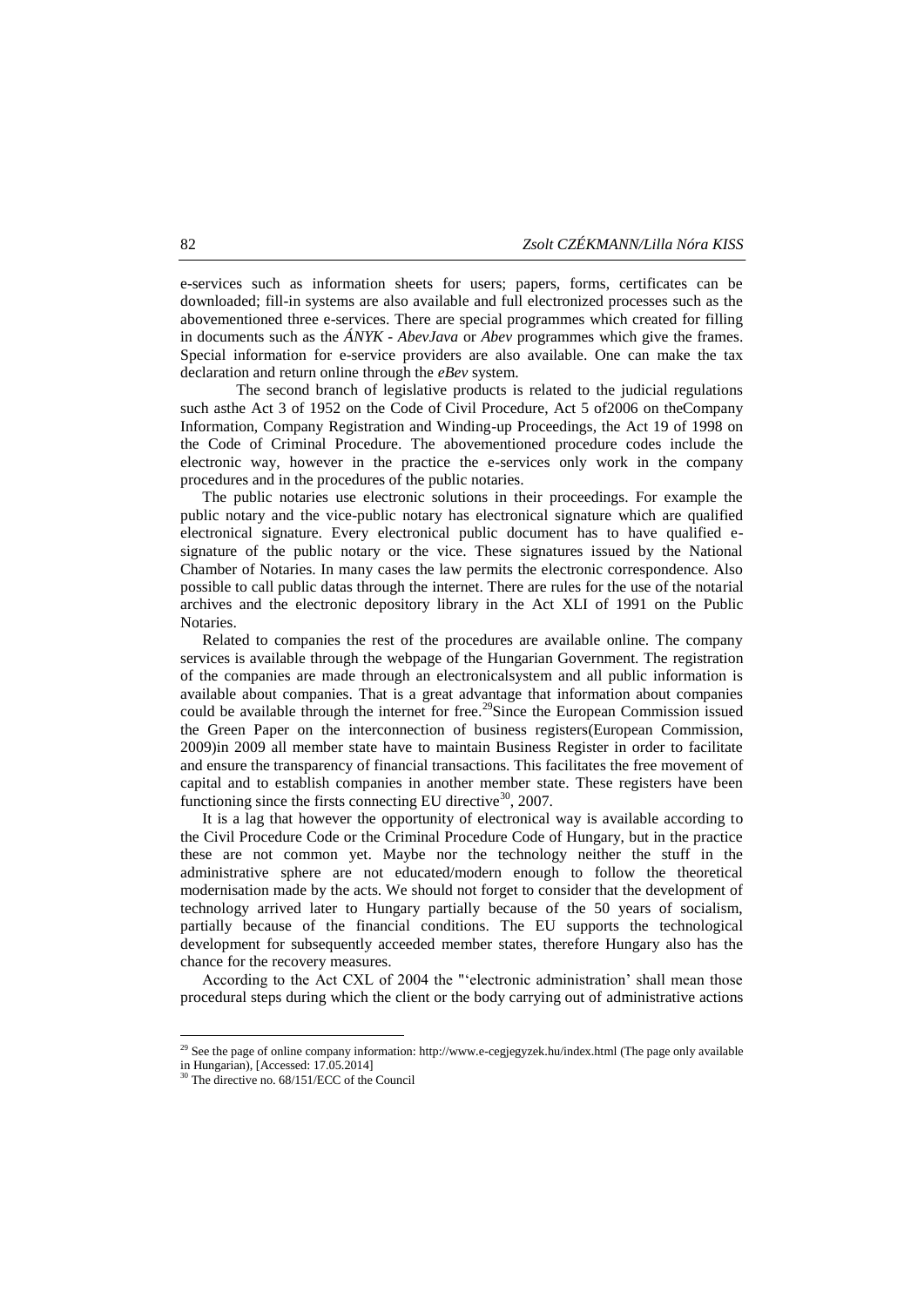e-services such as information sheets for users; papers, forms, certificates can be downloaded; fill-in systems are also available and full electronized processes such as the abovementioned three e-services. There are special programmes which created for filling in documents such as the *ÁNYK - AbevJava* or *Abev* programmes which give the frames. Special information for e-service providers are also available. One can make the tax declaration and return online through the *eBev* system.

The second branch of legislative products is related to the judicial regulations such asthe Act 3 of 1952 on the Code of Civil Procedure, Act 5 of2006 on theCompany Information, Company Registration and Winding-up Proceedings, the Act 19 of 1998 on the Code of Criminal Procedure. The abovementioned procedure codes include the electronic way, however in the practice the e-services only work in the company procedures and in the procedures of the public notaries.

The public notaries use electronic solutions in their proceedings. For example the public notary and the vice-public notary has electronical signature which are qualified electronical signature. Every electronical public document has to have qualified e-signature of the public notary or the vice. These signatures issued by the National Chamber of Notaries. In many cases the law permits the electronic correspondence. Also possible to call public datas through the internet. There are rules for the use of the notarial archives and the electronic depository library in the Act XLI of 1991 on the Public Notaries.

Related to companies the rest of the procedures are available online. The company services is available through the webpage of the Hungarian Government. The registration of the companies are made through an electronicalsystem and all public information is available about companies. That is a great advantage that information about companies could be available through the internet for free.[29]Since the European Commission issued the Green Paper on the interconnection of business registers(European Commission, 2009)in 2009 all member state have to maintain Business Register in order to facilitate and ensure the transparency of financial transactions. This facilitates the free movement of capital and to establish companies in another member state. These registers have been functioning since the firsts connecting EU directive[30], 2007.

It is a lag that however the opportunity of electronical way is available according to the Civil Procedure Code or the Criminal Procedure Code of Hungary, but in the practice these are not common yet. Maybe nor the technology neither the stuff in the administrative sphere are not educated/modern enough to follow the theoretical modernisation made by the acts. We should not forget to consider that the development of technology arrived later to Hungary partially because of the 50 years of socialism, partially because of the financial conditions. The EU supports the technological development for subsequently acceeded member states, therefore Hungary also has the chance for the recovery measures.

According to the Act CXL of 2004 the "'electronic administration' shall mean those procedural steps during which the client or the body carrying out of administrative actions

[29] See the page of online company information: http://www.e-cegjegyzek.hu/index.html (The page only available in Hungarian), [Accessed: 17.05.2014]

[30] The directive no. 68/151/ECC of the Council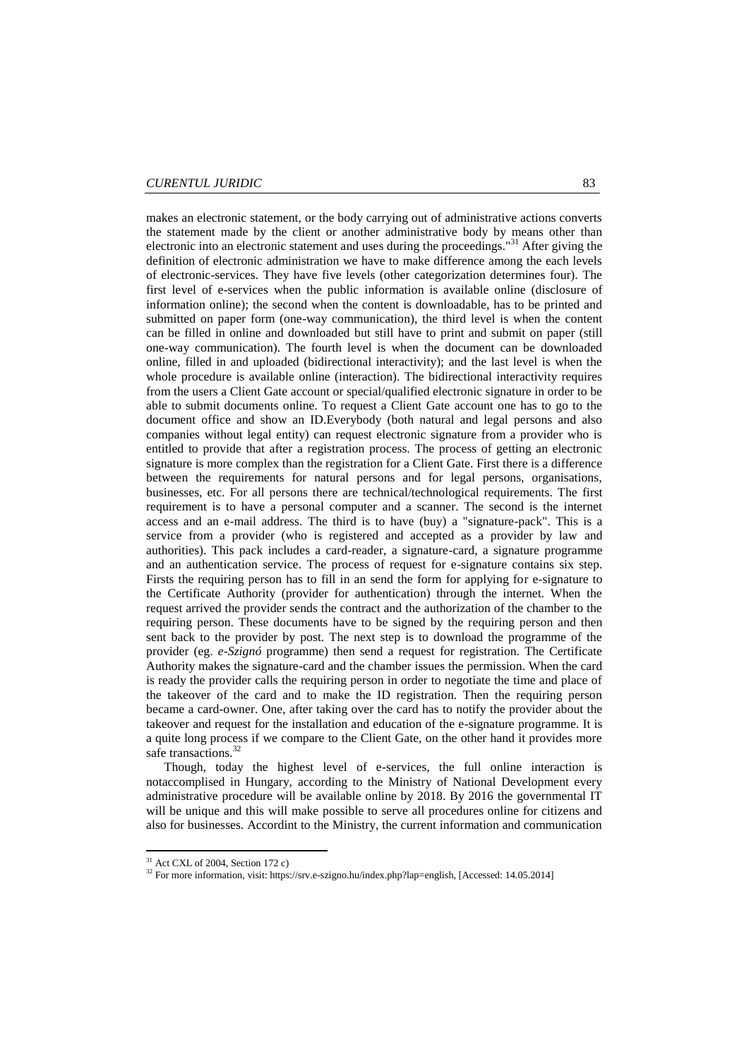makes an electronic statement, or the body carrying out of administrative actions converts the statement made by the client or another administrative body by means other than electronic into an electronic statement and uses during the proceedings."[31] After giving the definition of electronic administration we have to make difference among the each levels of electronic-services. They have five levels (other categorization determines four). The first level of e-services when the public information is available online (disclosure of information online); the second when the content is downloadable, has to be printed and submitted on paper form (one-way communication), the third level is when the content can be filled in online and downloaded but still have to print and submit on paper (still one-way communication). The fourth level is when the document can be downloaded online, filled in and uploaded (bidirectional interactivity); and the last level is when the whole procedure is available online (interaction). The bidirectional interactivity requires from the users a Client Gate account or special/qualified electronic signature in order to be able to submit documents online. To request a Client Gate account one has to go to the document office and show an ID.Everybody (both natural and legal persons and also companies without legal entity) can request electronic signature from a provider who is entitled to provide that after a registration process. The process of getting an electronic signature is more complex than the registration for a Client Gate. First there is a difference between the requirements for natural persons and for legal persons, organisations, businesses, etc. For all persons there are technical/technological requirements. The first requirement is to have a personal computer and a scanner. The second is the internet access and an e-mail address. The third is to have (buy) a "signature-pack". This is a service from a provider (who is registered and accepted as a provider by law and authorities). This pack includes a card-reader, a signature-card, a signature programme and an authentication service. The process of request for e-signature contains six step. Firsts the requiring person has to fill in an send the form for applying for e-signature to the Certificate Authority (provider for authentication) through the internet. When the request arrived the provider sends the contract and the authorization of the chamber to the requiring person. These documents have to be signed by the requiring person and then sent back to the provider by post. The next step is to download the programme of the provider (eg. *e-Szignó* programme) then send a request for registration. The Certificate Authority makes the signature-card and the chamber issues the permission. When the card is ready the provider calls the requiring person in order to negotiate the time and place of the takeover of the card and to make the ID registration. Then the requiring person became a card-owner. One, after taking over the card has to notify the provider about the takeover and request for the installation and education of the e-signature programme. It is a quite long process if we compare to the Client Gate, on the other hand it provides more safe transactions.[32]

Though, today the highest level of e-services, the full online interaction is notaccomplised in Hungary, according to the Ministry of National Development every administrative procedure will be available online by 2018. By 2016 the governmental IT will be unique and this will make possible to serve all procedures online for citizens and also for businesses. Accordint to the Ministry, the current information and communication

---

[31] Act CXL of 2004, Section 172 c)

[32] For more information, visit: https://srv.e-szigno.hu/index.php?lap=english, [Accessed: 14.05.2014]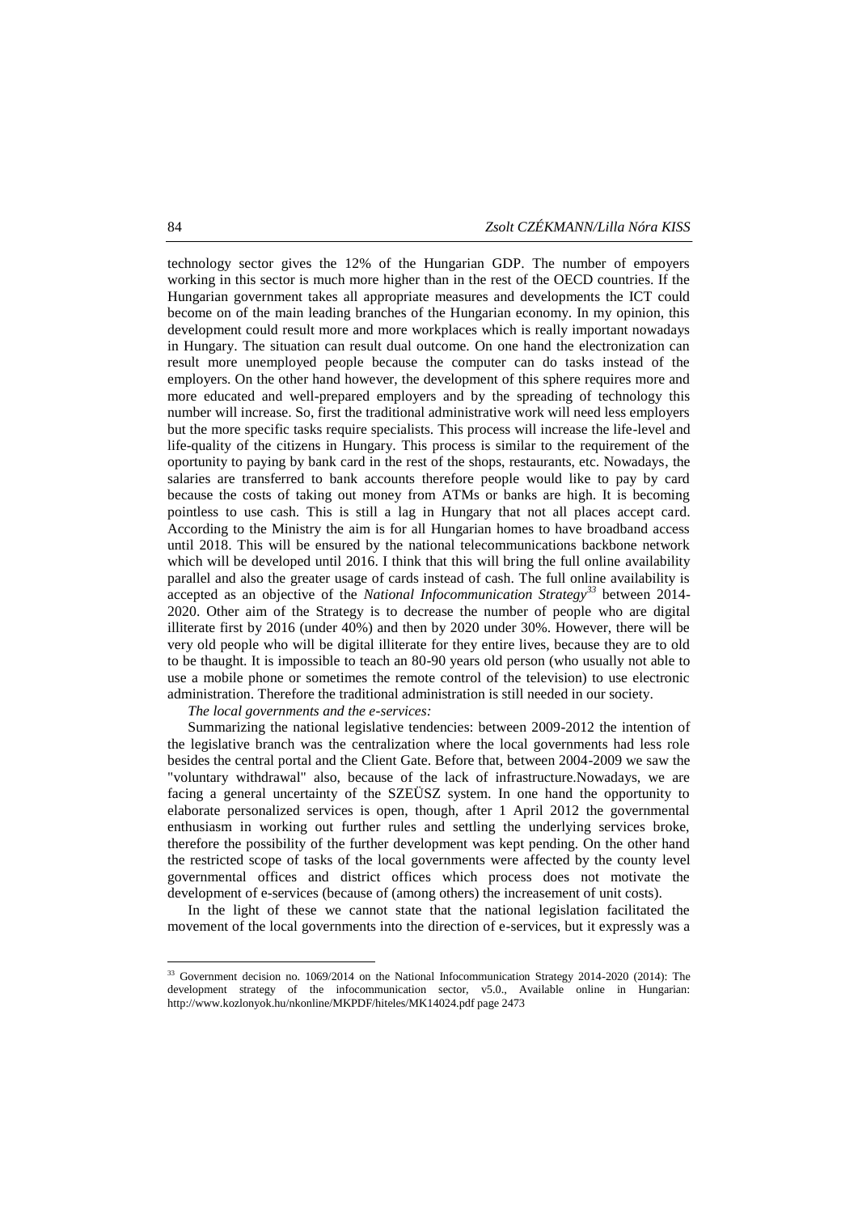technology sector gives the 12% of the Hungarian GDP. The number of empoyers working in this sector is much more higher than in the rest of the OECD countries. If the Hungarian government takes all appropriate measures and developments the ICT could become on of the main leading branches of the Hungarian economy. In my opinion, this development could result more and more workplaces which is really important nowadays in Hungary. The situation can result dual outcome. On one hand the electronization can result more unemployed people because the computer can do tasks instead of the employers. On the other hand however, the development of this sphere requires more and more educated and well-prepared employers and by the spreading of technology this number will increase. So, first the traditional administrative work will need less employers but the more specific tasks require specialists. This process will increase the life-level and life-quality of the citizens in Hungary. This process is similar to the requirement of the oportunity to paying by bank card in the rest of the shops, restaurants, etc. Nowadays, the salaries are transferred to bank accounts therefore people would like to pay by card because the costs of taking out money from ATMs or banks are high. It is becoming pointless to use cash. This is still a lag in Hungary that not all places accept card. According to the Ministry the aim is for all Hungarian homes to have broadband access until 2018. This will be ensured by the national telecommunications backbone network which will be developed until 2016. I think that this will bring the full online availability parallel and also the greater usage of cards instead of cash. The full online availability is accepted as an objective of the *National Infocommunication Strategy*[33] between 2014-2020. Other aim of the Strategy is to decrease the number of people who are digital illiterate first by 2016 (under 40%) and then by 2020 under 30%. However, there will be very old people who will be digital illiterate for they entire lives, because they are to old to be thaught. It is impossible to teach an 80-90 years old person (who usually not able to use a mobile phone or sometimes the remote control of the television) to use electronic administration. Therefore the traditional administration is still needed in our society.

*The local governments and the e-services:*

Summarizing the national legislative tendencies: between 2009-2012 the intention of the legislative branch was the centralization where the local governments had less role besides the central portal and the Client Gate. Before that, between 2004-2009 we saw the "voluntary withdrawal" also, because of the lack of infrastructure.Nowadays, we are facing a general uncertainty of the SZEÜSZ system. In one hand the opportunity to elaborate personalized services is open, though, after 1 April 2012 the governmental enthusiasm in working out further rules and settling the underlying services broke, therefore the possibility of the further development was kept pending. On the other hand the restricted scope of tasks of the local governments were affected by the county level governmental offices and district offices which process does not motivate the development of e-services (because of (among others) the increasement of unit costs).

In the light of these we cannot state that the national legislation facilitated the movement of the local governments into the direction of e-services, but it expressly was a

[33] Government decision no. 1069/2014 on the National Infocommunication Strategy 2014-2020 (2014): The development strategy of the infocommunication sector, v5.0., Available online in Hungarian: http://www.kozlonyok.hu/nkonline/MKPDF/hiteles/MK14024.pdf page 2473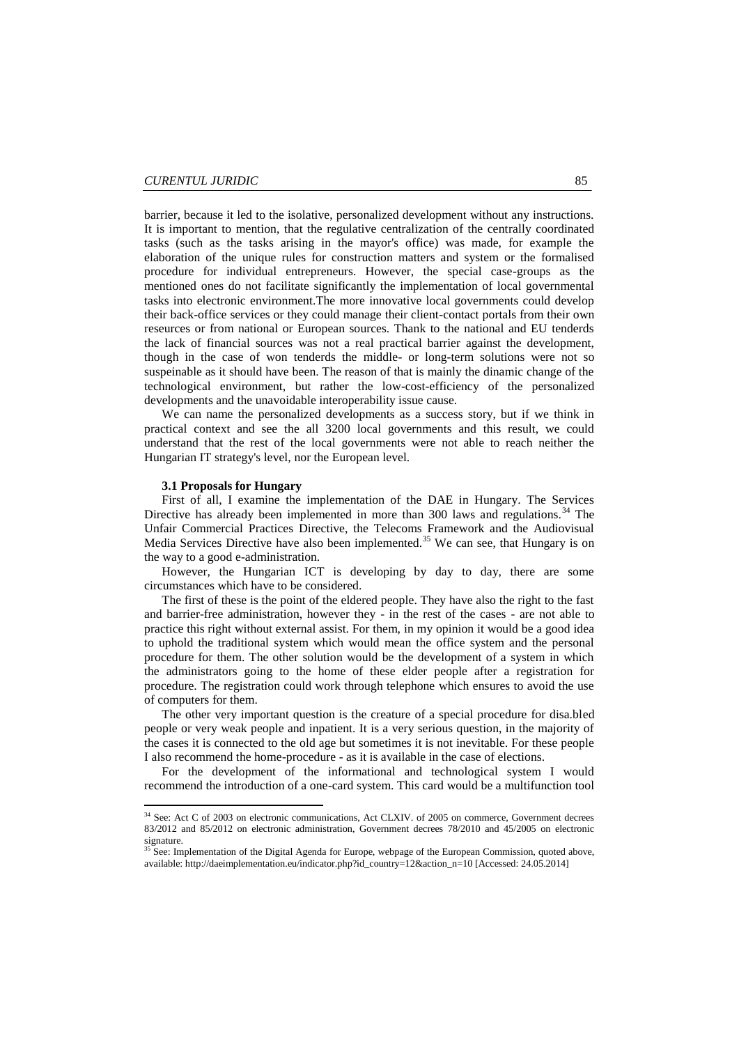barrier, because it led to the isolative, personalized development without any instructions. It is important to mention, that the regulative centralization of the centrally coordinated tasks (such as the tasks arising in the mayor's office) was made, for example the elaboration of the unique rules for construction matters and system or the formalised procedure for individual entrepreneurs. However, the special case-groups as the mentioned ones do not facilitate significantly the implementation of local governmental tasks into electronic environment.The more innovative local governments could develop their back-office services or they could manage their client-contact portals from their own reseurces or from national or European sources. Thank to the national and EU tenderds the lack of financial sources was not a real practical barrier against the development, though in the case of won tenderds the middle- or long-term solutions were not so suspeinable as it should have been. The reason of that is mainly the dinamic change of the technological environment, but rather the low-cost-efficiency of the personalized developments and the unavoidable interoperability issue cause.

We can name the personalized developments as a success story, but if we think in practical context and see the all 3200 local governments and this result, we could understand that the rest of the local governments were not able to reach neither the Hungarian IT strategy's level, nor the European level.

### 3.1 Proposals for Hungary

First of all, I examine the implementation of the DAE in Hungary. The Services Directive has already been implemented in more than 300 laws and regulations.[34] The Unfair Commercial Practices Directive, the Telecoms Framework and the Audiovisual Media Services Directive have also been implemented.[35] We can see, that Hungary is on the way to a good e-administration.

However, the Hungarian ICT is developing by day to day, there are some circumstances which have to be considered.

The first of these is the point of the eldered people. They have also the right to the fast and barrier-free administration, however they - in the rest of the cases - are not able to practice this right without external assist. For them, in my opinion it would be a good idea to uphold the traditional system which would mean the office system and the personal procedure for them. The other solution would be the development of a system in which the administrators going to the home of these elder people after a registration for procedure. The registration could work through telephone which ensures to avoid the use of computers for them.

The other very important question is the creature of a special procedure for disa.bled people or very weak people and inpatient. It is a very serious question, in the majority of the cases it is connected to the old age but sometimes it is not inevitable. For these people I also recommend the home-procedure - as it is available in the case of elections.

For the development of the informational and technological system I would recommend the introduction of a one-card system. This card would be a multifunction tool

---

[34] See: Act C of 2003 on electronic communications, Act CLXIV. of 2005 on commerce, Government decrees 83/2012 and 85/2012 on electronic administration, Government decrees 78/2010 and 45/2005 on electronic signature.

[35] See: Implementation of the Digital Agenda for Europe, webpage of the European Commission, quoted above, available: http://daeimplementation.eu/indicator.php?id_country=12&action_n=10 [Accessed: 24.05.2014]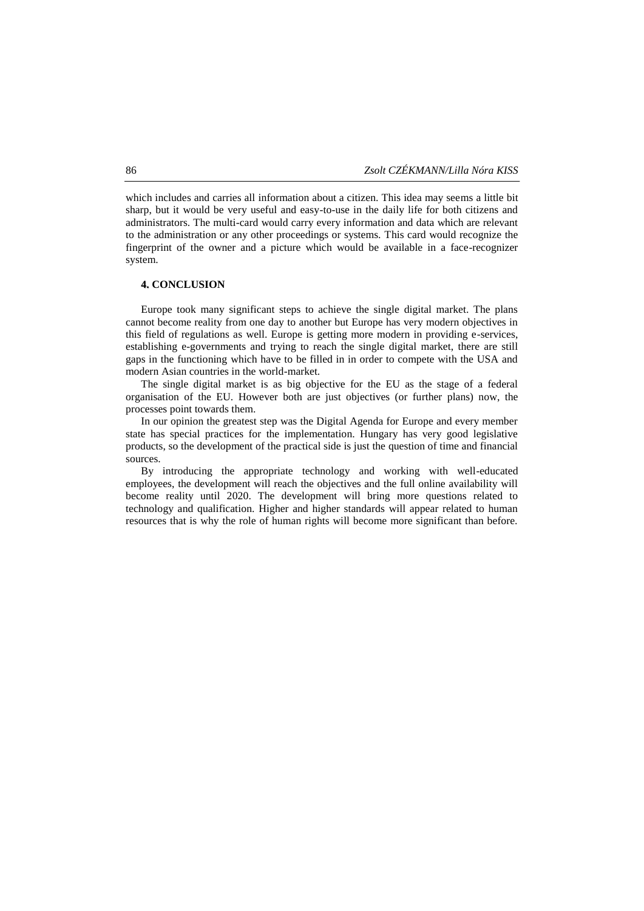which includes and carries all information about a citizen. This idea may seems a little bit sharp, but it would be very useful and easy-to-use in the daily life for both citizens and administrators. The multi-card would carry every information and data which are relevant to the administration or any other proceedings or systems. This card would recognize the fingerprint of the owner and a picture which would be available in a face-recognizer system.

## 4. CONCLUSION

Europe took many significant steps to achieve the single digital market. The plans cannot become reality from one day to another but Europe has very modern objectives in this field of regulations as well. Europe is getting more modern in providing e-services, establishing e-governments and trying to reach the single digital market, there are still gaps in the functioning which have to be filled in in order to compete with the USA and modern Asian countries in the world-market.

The single digital market is as big objective for the EU as the stage of a federal organisation of the EU. However both are just objectives (or further plans) now, the processes point towards them.

In our opinion the greatest step was the Digital Agenda for Europe and every member state has special practices for the implementation. Hungary has very good legislative products, so the development of the practical side is just the question of time and financial sources.

By introducing the appropriate technology and working with well-educated employees, the development will reach the objectives and the full online availability will become reality until 2020. The development will bring more questions related to technology and qualification. Higher and higher standards will appear related to human resources that is why the role of human rights will become more significant than before.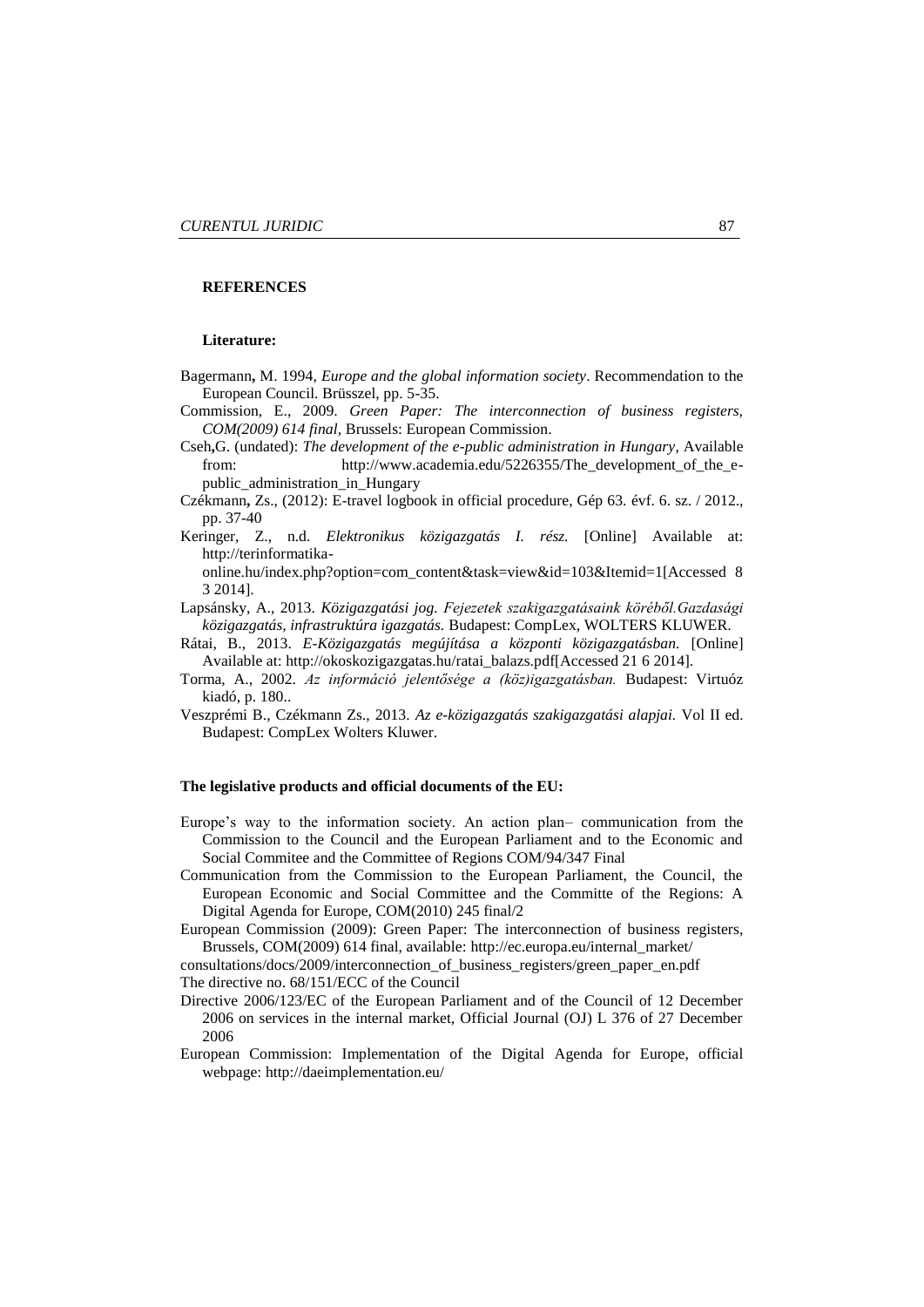**REFERENCES**

**Literature:**

Bagermann**,** M. 1994, *Europe and the global information society*. Recommendation to the European Council. Brüsszel, pp. 5-35.

Commission, E., 2009. *Green Paper: The interconnection of business registers, COM(2009) 614 final,* Brussels: European Commission.

Cseh**,**G. (undated): *The development of the e-public administration in Hungary*, Available from: http://www.academia.edu/5226355/The_development_of_the_e-public_administration_in_Hungary

Czékmann**,** Zs., (2012): E-travel logbook in official procedure, Gép 63. évf. 6. sz. / 2012., pp. 37-40

Keringer, Z., n.d. *Elektronikus közigazgatás I. rész.* [Online] Available at: http://terinformatika-online.hu/index.php?option=com_content&task=view&id=103&Itemid=1[Accessed 8 3 2014].

Lapsánsky, A., 2013. *Közigazgatási jog. Fejezetek szakigazgatásaink köréből.Gazdasági közigazgatás, infrastruktúra igazgatás.* Budapest: CompLex, WOLTERS KLUWER.

Rátai, B., 2013. *E-Közigazgatás megújítása a központi közigazgatásban.* [Online] Available at: http://okoskozigazgatas.hu/ratai_balazs.pdf[Accessed 21 6 2014].

Torma, A., 2002. *Az információ jelentősége a (köz)igazgatásban.* Budapest: Virtuóz kiadó, p. 180..

Veszprémi B., Czékmann Zs., 2013. *Az e-közigazgatás szakigazgatási alapjai.* Vol II ed. Budapest: CompLex Wolters Kluwer.

**The legislative products and official documents of the EU:**

Europe's way to the information society. An action plan– communication from the Commission to the Council and the European Parliament and to the Economic and Social Commitee and the Committee of Regions COM/94/347 Final

Communication from the Commission to the European Parliament, the Council, the European Economic and Social Committee and the Committe of the Regions: A Digital Agenda for Europe, COM(2010) 245 final/2

European Commission (2009): Green Paper: The interconnection of business registers, Brussels, COM(2009) 614 final, available: http://ec.europa.eu/internal_market/consultations/docs/2009/interconnection_of_business_registers/green_paper_en.pdf

The directive no. 68/151/ECC of the Council

Directive 2006/123/EC of the European Parliament and of the Council of 12 December 2006 on services in the internal market, Official Journal (OJ) L 376 of 27 December 2006

European Commission: Implementation of the Digital Agenda for Europe, official webpage: http://daeimplementation.eu/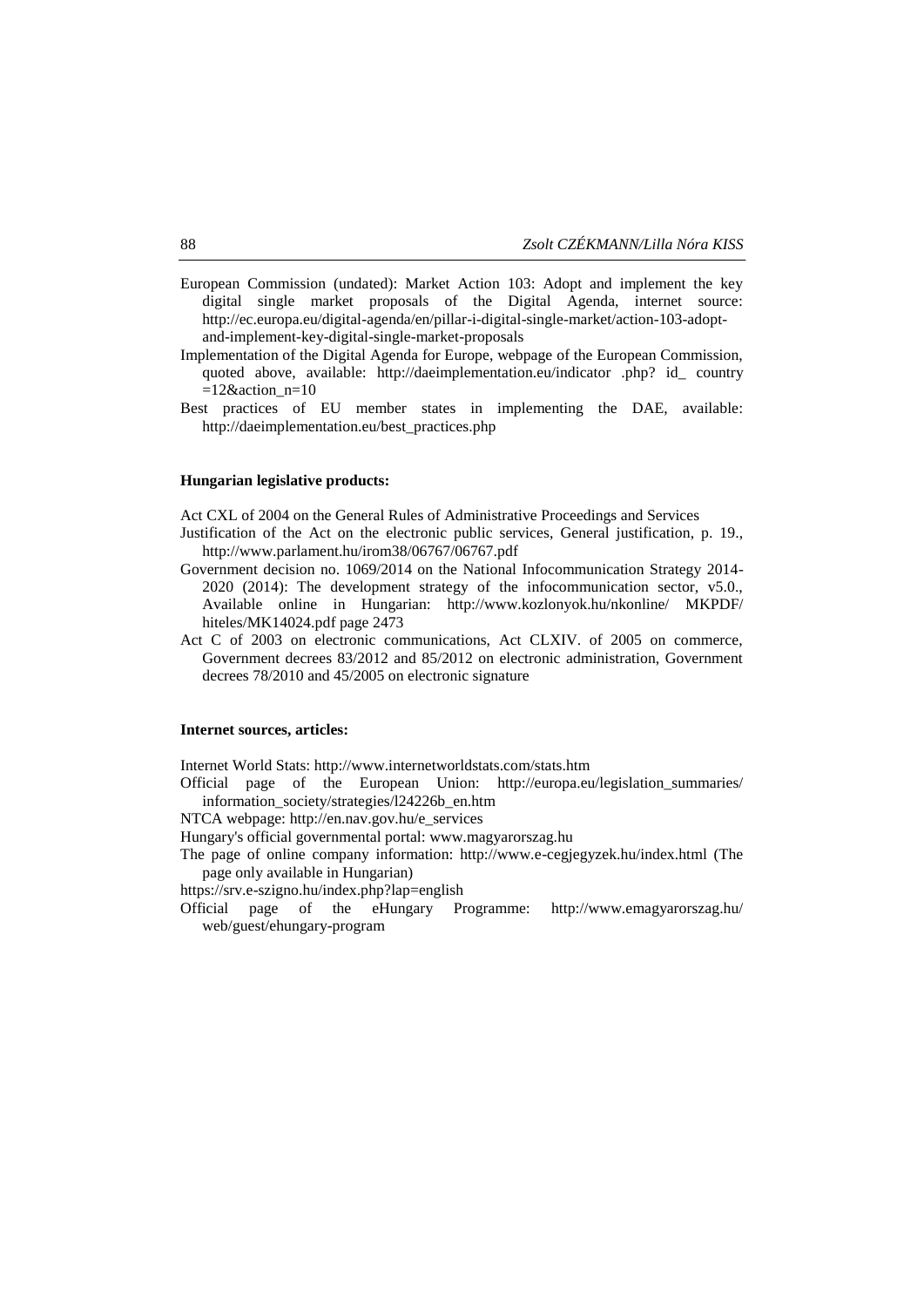European Commission (undated): Market Action 103: Adopt and implement the key digital single market proposals of the Digital Agenda, internet source: http://ec.europa.eu/digital-agenda/en/pillar-i-digital-single-market/action-103-adopt-and-implement-key-digital-single-market-proposals

Implementation of the Digital Agenda for Europe, webpage of the European Commission, quoted above, available: http://daeimplementation.eu/indicator .php? id_ country =12&action_n=10

Best practices of EU member states in implementing the DAE, available: http://daeimplementation.eu/best_practices.php

**Hungarian legislative products:**

Act CXL of 2004 on the General Rules of Administrative Proceedings and Services

Justification of the Act on the electronic public services, General justification, p. 19., http://www.parlament.hu/irom38/06767/06767.pdf

Government decision no. 1069/2014 on the National Infocommunication Strategy 2014-2020 (2014): The development strategy of the infocommunication sector, v5.0., Available online in Hungarian: http://www.kozlonyok.hu/nkonline/ MKPDF/ hiteles/MK14024.pdf page 2473

Act C of 2003 on electronic communications, Act CLXIV. of 2005 on commerce, Government decrees 83/2012 and 85/2012 on electronic administration, Government decrees 78/2010 and 45/2005 on electronic signature

**Internet sources, articles:**

Internet World Stats: http://www.internetworldstats.com/stats.htm

Official page of the European Union: http://europa.eu/legislation_summaries/ information_society/strategies/l24226b_en.htm

NTCA webpage: http://en.nav.gov.hu/e_services

Hungary's official governmental portal: www.magyarorszag.hu

The page of online company information: http://www.e-cegjegyzek.hu/index.html (The page only available in Hungarian)

https://srv.e-szigno.hu/index.php?lap=english

Official page of the eHungary Programme: http://www.emagyarorszag.hu/ web/guest/ehungary-program